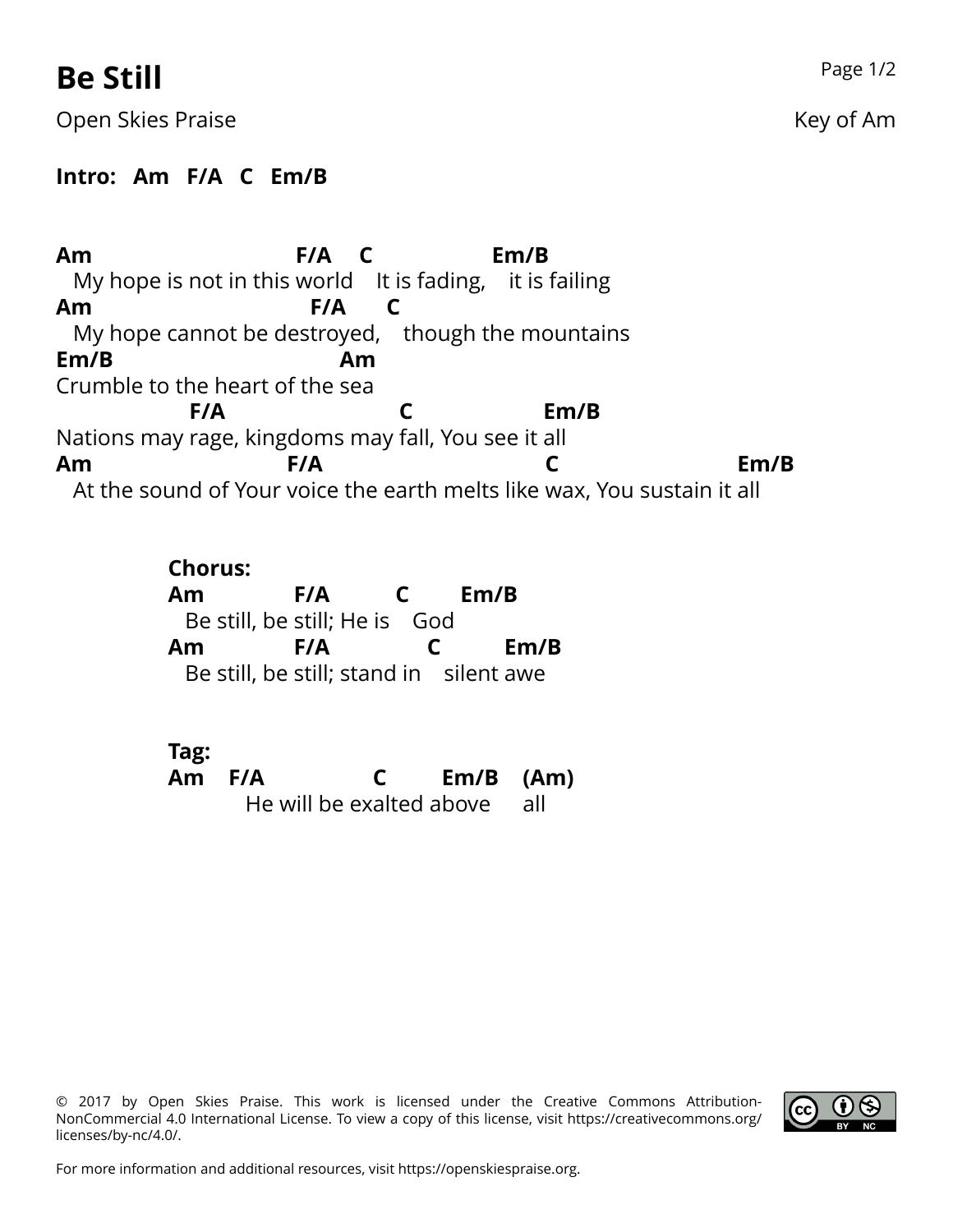# Be Still

Open Skies Praise

Key of Am

**Intro: Am F/A C Em/B**

```
Am                          F/A    C               Em/B
   My hope is not in this world    It is fading,    it is failing
Am                            F/A      C
   My hope cannot be destroyed,    though the mountains
Em/B                               Am
Crumble to the heart of the sea
               F/A                    C                 Em/B
Nations may rage, kingdoms may fall, You see it all
Am                        F/A                              C                         Em/B
   At the sound of Your voice the earth melts like wax, You sustain it all
```

**Chorus:**

```
Am            F/A          C        Em/B
   Be still, be still; He is    God
Am            F/A              C         Em/B
   Be still, be still; stand in    silent awe
```

**Tag:**

```
Am    F/A              C        Em/B    (Am)
         He will be exalted above      all
```

© 2017 by Open Skies Praise. This work is licensed under the Creative Commons Attribution-NonCommercial 4.0 International License. To view a copy of this license, visit https://creativecommons.org/licenses/by-nc/4.0/.

For more information and additional resources, visit https://openskiespraise.org.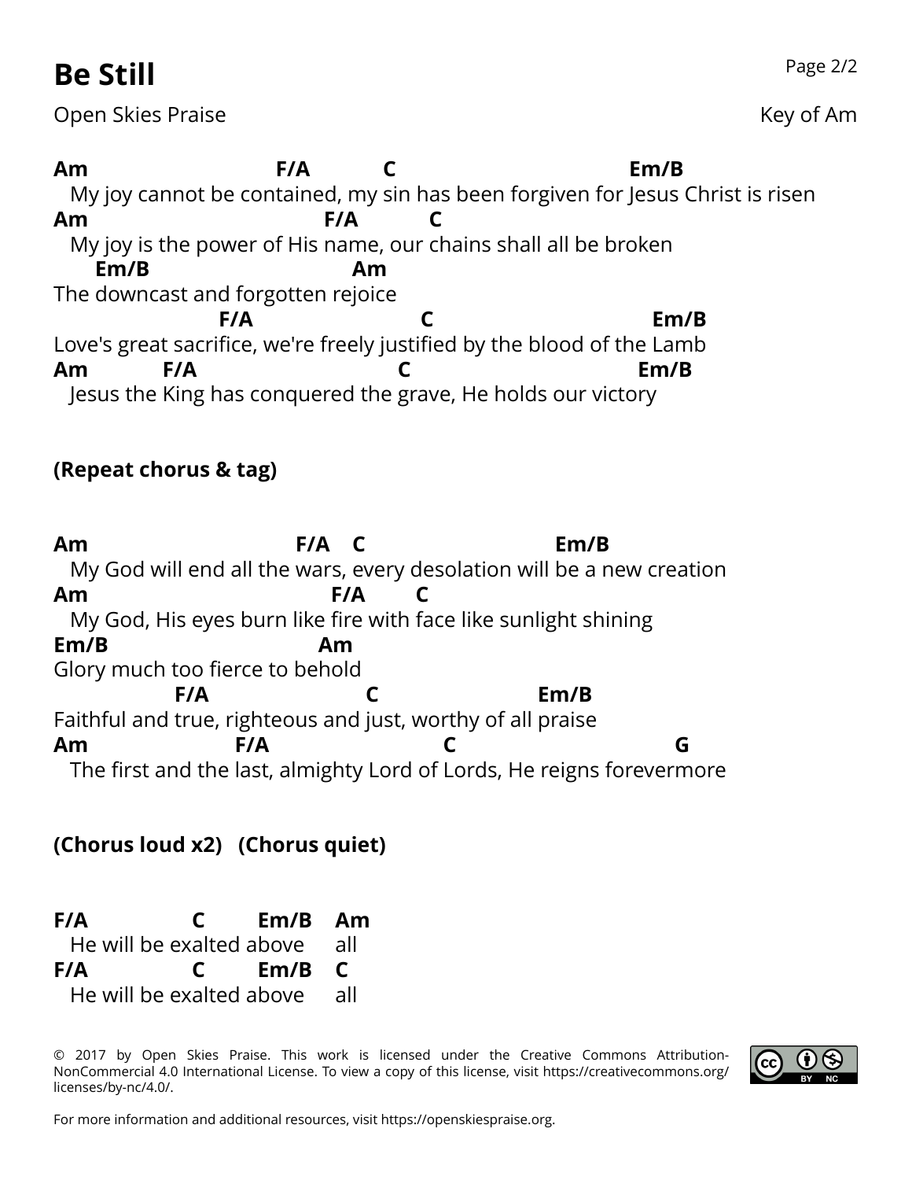# Be Still

Open Skies Praise

Key of Am

```
Am                          F/A          C                            Em/B
   My joy cannot be contained, my sin has been forgiven for Jesus Christ is risen
Am                                F/A          C
   My joy is the power of His name, our chains shall all be broken
     Em/B                           Am
The downcast and forgotten rejoice
                    F/A                     C                              Em/B
Love's great sacrifice, we're freely justified by the blood of the Lamb
Am          F/A                        C                            Em/B
   Jesus the King has conquered the grave, He holds our victory
```

**(Repeat chorus & tag)**

```
Am                            F/A   C                          Em/B
   My God will end all the wars, every desolation will be a new creation
Am                                  F/A       C
   My God, His eyes burn like fire with face like sunlight shining
Em/B                            Am
Glory much too fierce to behold
               F/A                     C                    Em/B
Faithful and true, righteous and just, worthy of all praise
Am                     F/A                      C                           G
   The first and the last, almighty Lord of Lords, He reigns forevermore
```

**(Chorus loud x2) (Chorus quiet)**

```
F/A              C        Em/B    Am
   He will be exalted above      all
F/A              C        Em/B    C
   He will be exalted above      all
```

© 2017 by Open Skies Praise. This work is licensed under the Creative Commons Attribution-NonCommercial 4.0 International License. To view a copy of this license, visit https://creativecommons.org/licenses/by-nc/4.0/.

For more information and additional resources, visit https://openskiespraise.org.